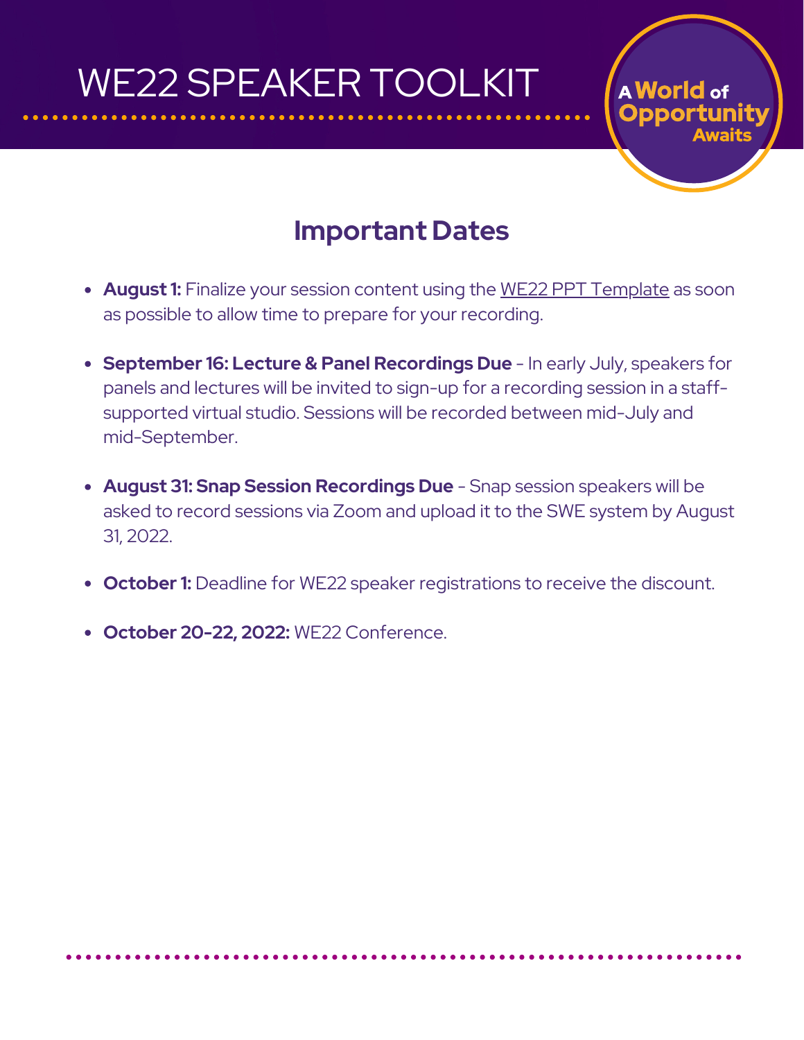# WE22 SPEAKER TOOLKIT

A World of Opportunity Awaits

## Important Dates

- **August 1:** Finalize your session content using the WE22 PPT Template as soon as possible to allow time to prepare for your recording.
- **September 16: Lecture & Panel Recordings Due** - In early July, speakers for panels and lectures will be invited to sign-up for a recording session in a staff-supported virtual studio. Sessions will be recorded between mid-July and mid-September.
- **August 31: Snap Session Recordings Due** - Snap session speakers will be asked to record sessions via Zoom and upload it to the SWE system by August 31, 2022.
- **October 1:** Deadline for WE22 speaker registrations to receive the discount.
- **October 20-22, 2022:** WE22 Conference.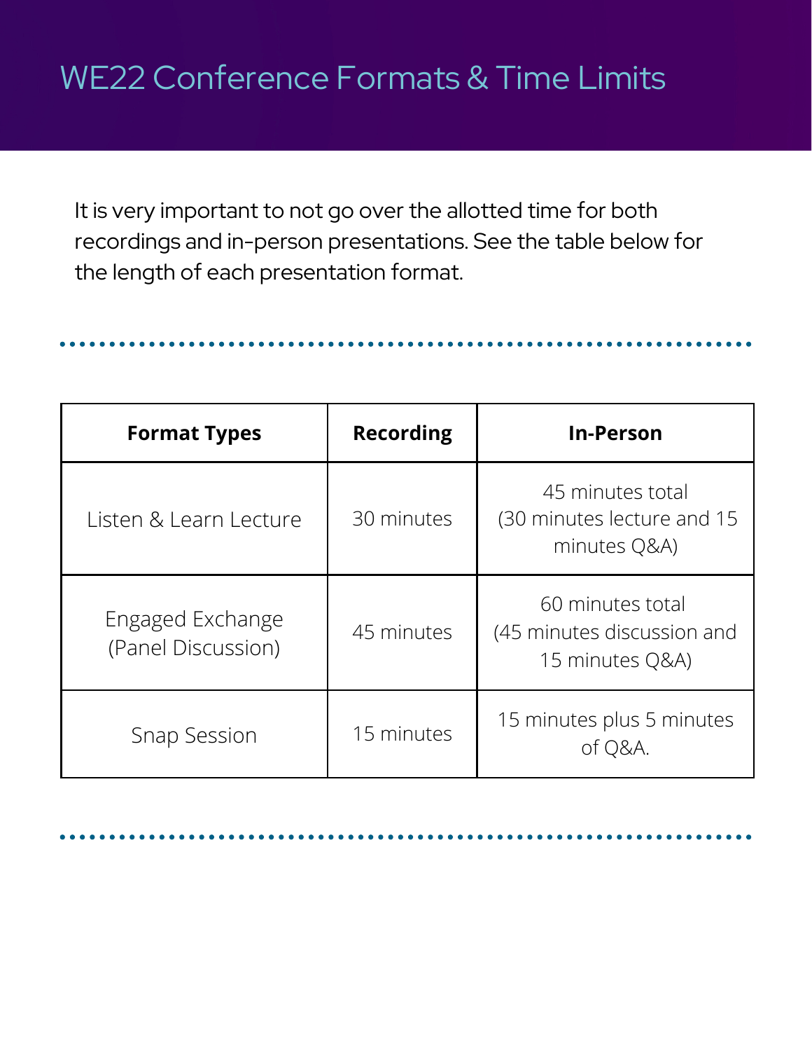# WE22 Conference Formats & Time Limits

It is very important to not go over the allotted time for both recordings and in-person presentations. See the table below for the length of each presentation format.

| Format Types | Recording | In-Person |
| --- | --- | --- |
| Listen & Learn Lecture | 30 minutes | 45 minutes total (30 minutes lecture and 15 minutes Q&A) |
| Engaged Exchange (Panel Discussion) | 45 minutes | 60 minutes total (45 minutes discussion and 15 minutes Q&A) |
| Snap Session | 15 minutes | 15 minutes plus 5 minutes of Q&A. |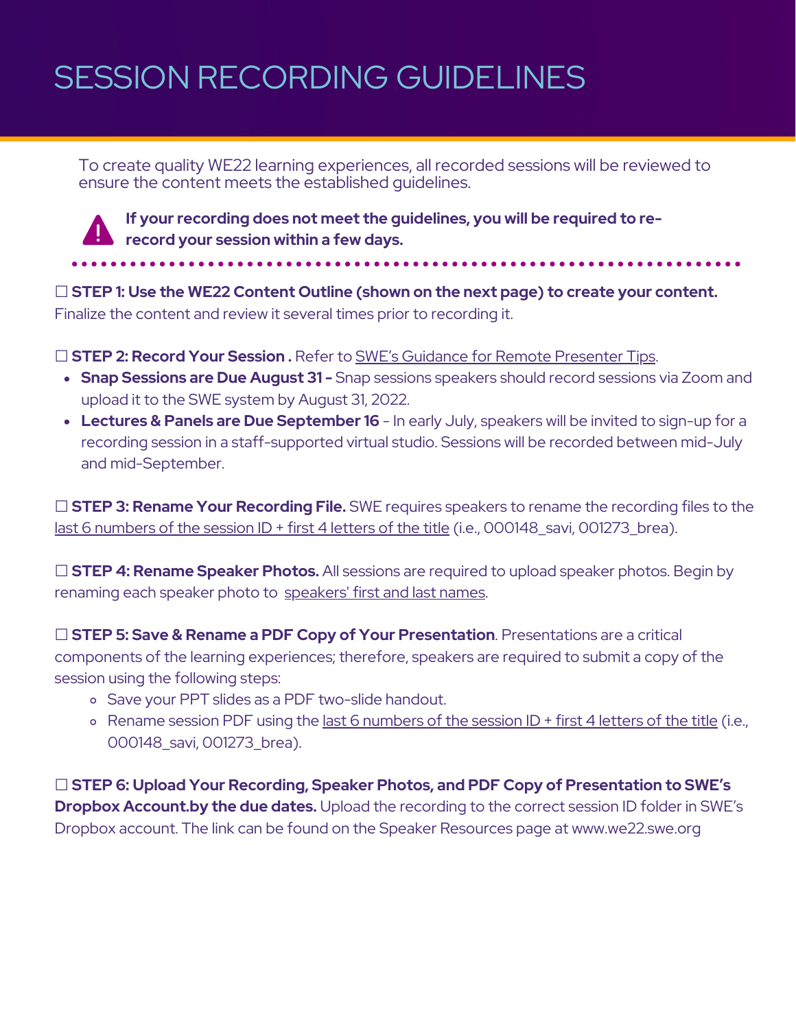# SESSION RECORDING GUIDELINES

To create quality WE22 learning experiences, all recorded sessions will be reviewed to ensure the content meets the established guidelines.

**If your recording does not meet the guidelines, you will be required to re-record your session within a few days.**

☐ **STEP 1: Use the WE22 Content Outline (shown on the next page) to create your content.** Finalize the content and review it several times prior to recording it.

☐ **STEP 2: Record Your Session .** Refer to SWE's Guidance for Remote Presenter Tips.

- **Snap Sessions are Due August 31 -** Snap sessions speakers should record sessions via Zoom and upload it to the SWE system by August 31, 2022.
- **Lectures & Panels are Due September 16** - In early July, speakers will be invited to sign-up for a recording session in a staff-supported virtual studio. Sessions will be recorded between mid-July and mid-September.

☐ **STEP 3: Rename Your Recording File.** SWE requires speakers to rename the recording files to the last 6 numbers of the session ID + first 4 letters of the title (i.e., 000148_savi, 001273_brea).

☐ **STEP 4: Rename Speaker Photos.** All sessions are required to upload speaker photos. Begin by renaming each speaker photo to speakers' first and last names.

☐ **STEP 5: Save & Rename a PDF Copy of Your Presentation**. Presentations are a critical components of the learning experiences; therefore, speakers are required to submit a copy of the session using the following steps:

- Save your PPT slides as a PDF two-slide handout.
- Rename session PDF using the last 6 numbers of the session ID + first 4 letters of the title (i.e., 000148_savi, 001273_brea).

☐ **STEP 6: Upload Your Recording, Speaker Photos, and PDF Copy of Presentation to SWE's Dropbox Account.by the due dates.** Upload the recording to the correct session ID folder in SWE's Dropbox account. The link can be found on the Speaker Resources page at www.we22.swe.org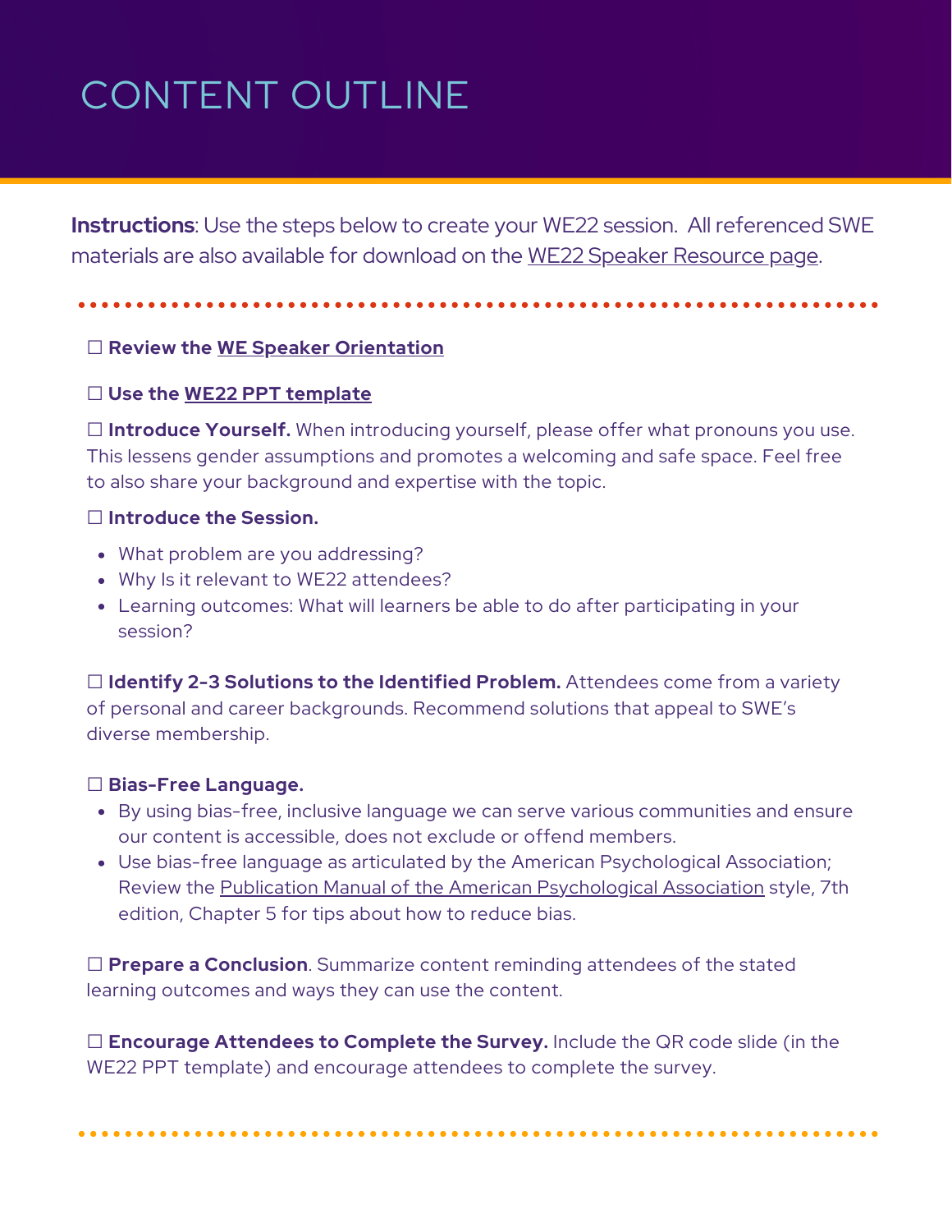# CONTENT OUTLINE

**Instructions**: Use the steps below to create your WE22 session. All referenced SWE materials are also available for download on the WE22 Speaker Resource page.

☐ **Review the WE Speaker Orientation**

☐ **Use the WE22 PPT template**

☐ **Introduce Yourself.** When introducing yourself, please offer what pronouns you use. This lessens gender assumptions and promotes a welcoming and safe space. Feel free to also share your background and expertise with the topic.

☐ **Introduce the Session.**

- What problem are you addressing?
- Why Is it relevant to WE22 attendees?
- Learning outcomes: What will learners be able to do after participating in your session?

☐ **Identify 2-3 Solutions to the Identified Problem.** Attendees come from a variety of personal and career backgrounds. Recommend solutions that appeal to SWE's diverse membership.

☐ **Bias-Free Language.**

- By using bias-free, inclusive language we can serve various communities and ensure our content is accessible, does not exclude or offend members.
- Use bias-free language as articulated by the American Psychological Association; Review the Publication Manual of the American Psychological Association style, 7th edition, Chapter 5 for tips about how to reduce bias.

☐ **Prepare a Conclusion**. Summarize content reminding attendees of the stated learning outcomes and ways they can use the content.

☐ **Encourage Attendees to Complete the Survey.** Include the QR code slide (in the WE22 PPT template) and encourage attendees to complete the survey.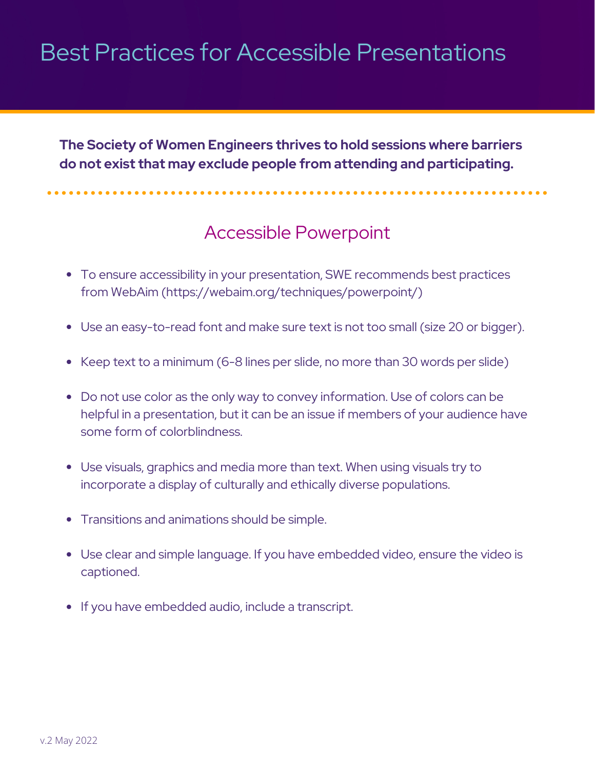# Best Practices for Accessible Presentations

**The Society of Women Engineers thrives to hold sessions where barriers do not exist that may exclude people from attending and participating.**

## Accessible Powerpoint

- To ensure accessibility in your presentation, SWE recommends best practices from WebAim (https://webaim.org/techniques/powerpoint/)
- Use an easy-to-read font and make sure text is not too small (size 20 or bigger).
- Keep text to a minimum (6-8 lines per slide, no more than 30 words per slide)
- Do not use color as the only way to convey information. Use of colors can be helpful in a presentation, but it can be an issue if members of your audience have some form of colorblindness.
- Use visuals, graphics and media more than text. When using visuals try to incorporate a display of culturally and ethically diverse populations.
- Transitions and animations should be simple.
- Use clear and simple language. If you have embedded video, ensure the video is captioned.
- If you have embedded audio, include a transcript.

v.2 May 2022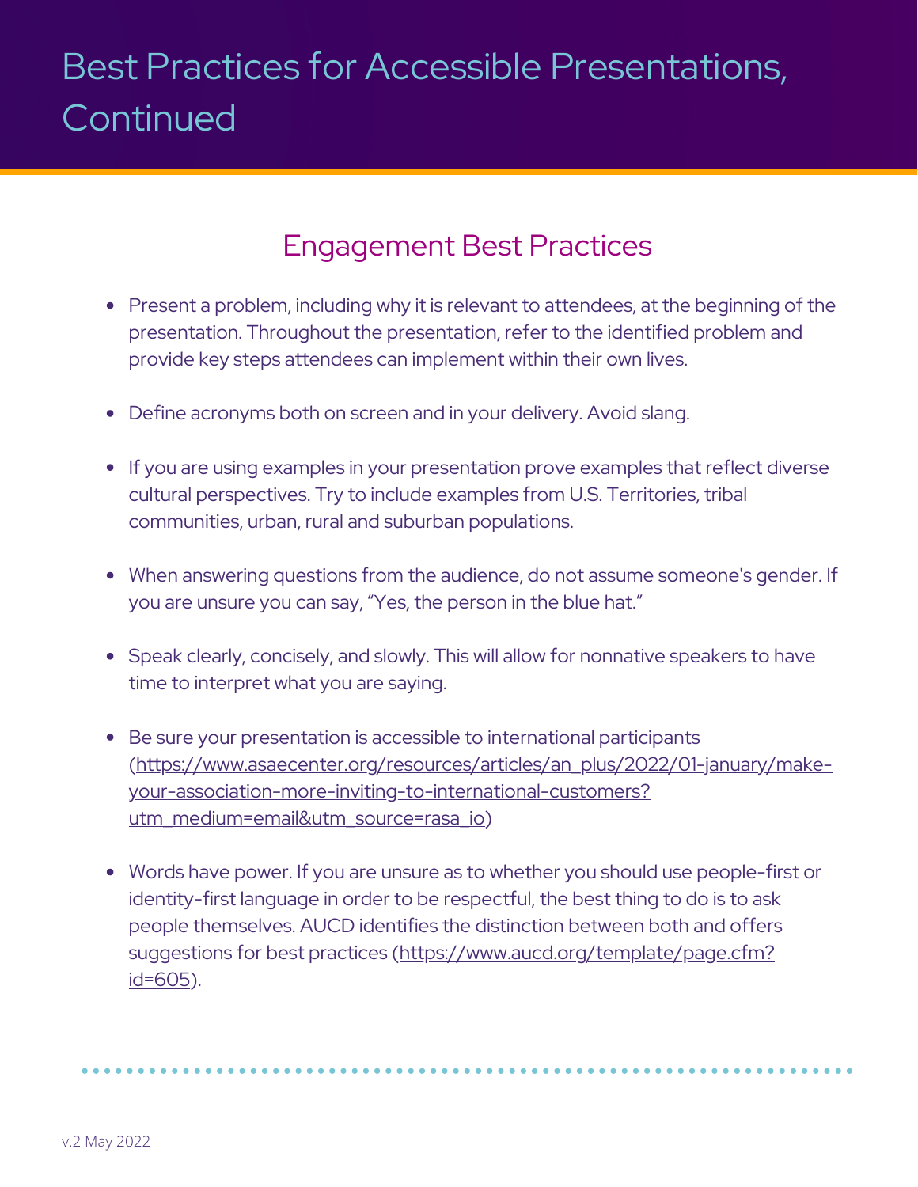# Best Practices for Accessible Presentations, Continued

## Engagement Best Practices

- Present a problem, including why it is relevant to attendees, at the beginning of the presentation. Throughout the presentation, refer to the identified problem and provide key steps attendees can implement within their own lives.
- Define acronyms both on screen and in your delivery. Avoid slang.
- If you are using examples in your presentation prove examples that reflect diverse cultural perspectives. Try to include examples from U.S. Territories, tribal communities, urban, rural and suburban populations.
- When answering questions from the audience, do not assume someone's gender. If you are unsure you can say, "Yes, the person in the blue hat."
- Speak clearly, concisely, and slowly. This will allow for nonnative speakers to have time to interpret what you are saying.
- Be sure your presentation is accessible to international participants (https://www.asaecenter.org/resources/articles/an_plus/2022/01-january/make-your-association-more-inviting-to-international-customers?utm_medium=email&utm_source=rasa_io)
- Words have power. If you are unsure as to whether you should use people-first or identity-first language in order to be respectful, the best thing to do is to ask people themselves. AUCD identifies the distinction between both and offers suggestions for best practices (https://www.aucd.org/template/page.cfm?id=605).

v.2 May 2022